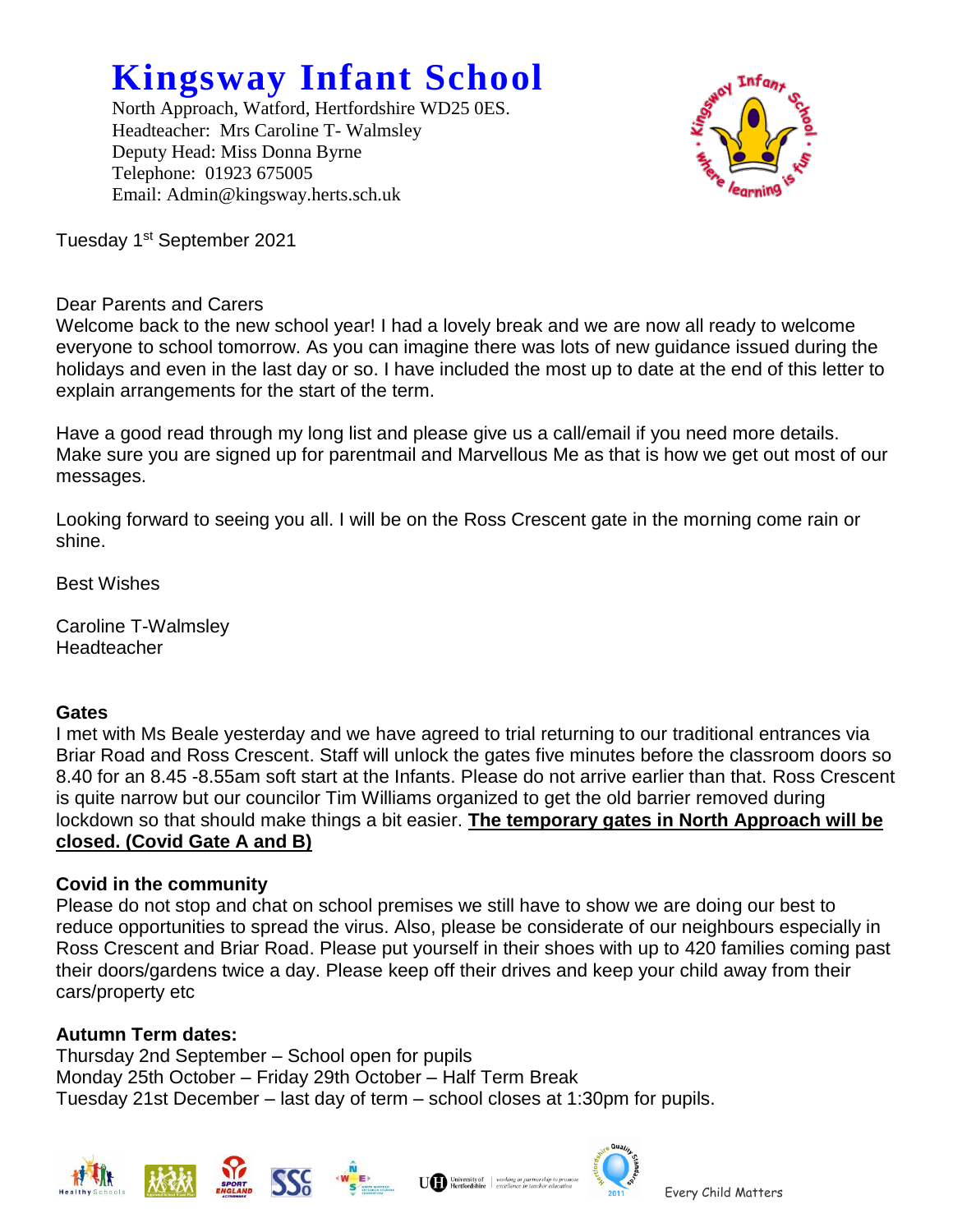# Kingsway Infant School

North Approach, Watford, Hertfordshire WD25 0ES.
Headteacher: Mrs Caroline T- Walmsley
Deputy Head: Miss Donna Byrne
Telephone: 01923 675005
Email: Admin@kingsway.herts.sch.uk

Tuesday 1st September 2021

Dear Parents and Carers
Welcome back to the new school year! I had a lovely break and we are now all ready to welcome everyone to school tomorrow. As you can imagine there was lots of new guidance issued during the holidays and even in the last day or so. I have included the most up to date at the end of this letter to explain arrangements for the start of the term.

Have a good read through my long list and please give us a call/email if you need more details. Make sure you are signed up for parentmail and Marvellous Me as that is how we get out most of our messages.

Looking forward to seeing you all. I will be on the Ross Crescent gate in the morning come rain or shine.

Best Wishes

Caroline T-Walmsley
Headteacher

**Gates**
I met with Ms Beale yesterday and we have agreed to trial returning to our traditional entrances via Briar Road and Ross Crescent. Staff will unlock the gates five minutes before the classroom doors so 8.40 for an 8.45 -8.55am soft start at the Infants. Please do not arrive earlier than that. Ross Crescent is quite narrow but our councilor Tim Williams organized to get the old barrier removed during lockdown so that should make things a bit easier. **The temporary gates in North Approach will be closed. (Covid Gate A and B)**

**Covid in the community**
Please do not stop and chat on school premises we still have to show we are doing our best to reduce opportunities to spread the virus. Also, please be considerate of our neighbours especially in Ross Crescent and Briar Road. Please put yourself in their shoes with up to 420 families coming past their doors/gardens twice a day. Please keep off their drives and keep your child away from their cars/property etc

**Autumn Term dates:**
Thursday 2nd September – School open for pupils
Monday 25th October – Friday 29th October – Half Term Break
Tuesday 21st December – last day of term – school closes at 1:30pm for pupils.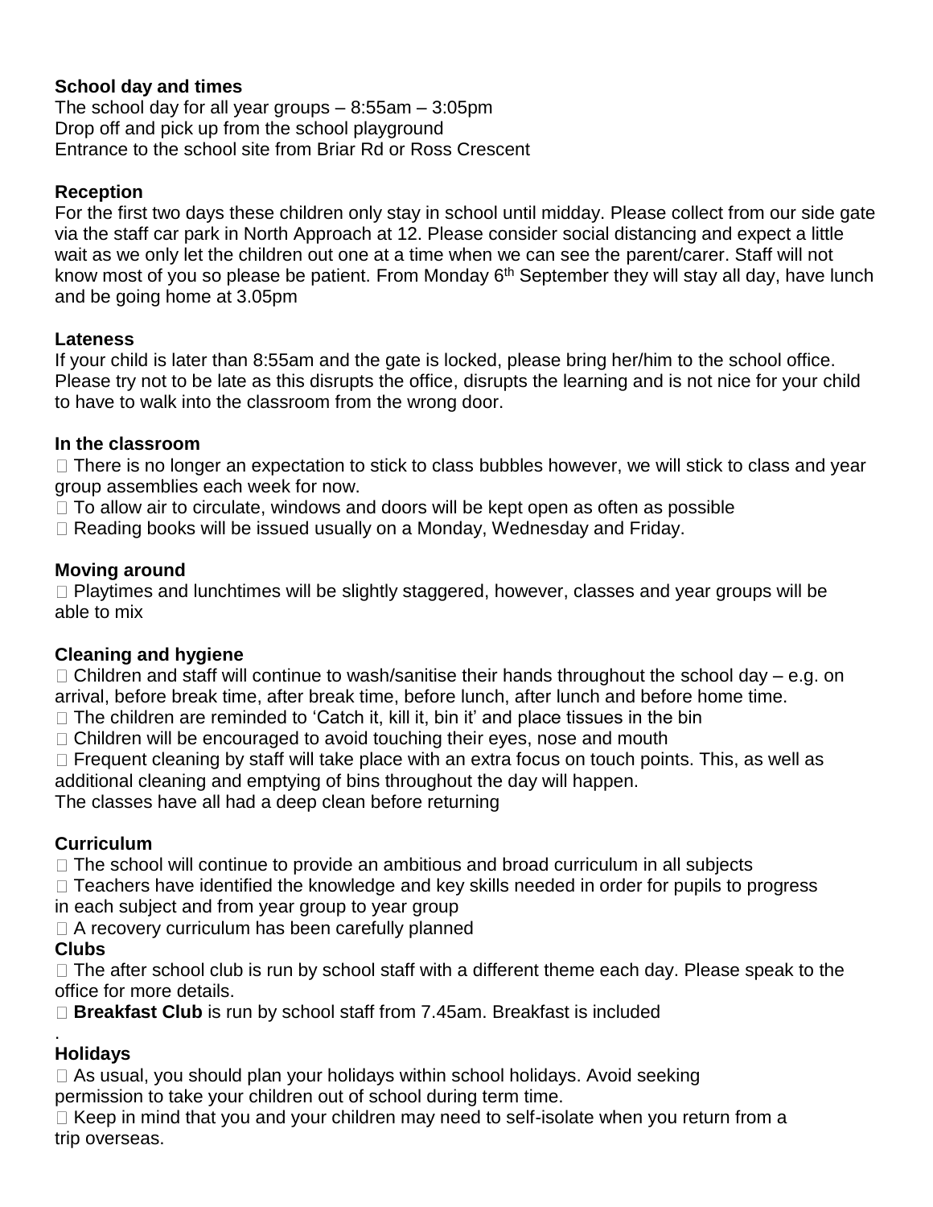**School day and times**

The school day for all year groups – 8:55am – 3:05pm
Drop off and pick up from the school playground
Entrance to the school site from Briar Rd or Ross Crescent

**Reception**

For the first two days these children only stay in school until midday. Please collect from our side gate via the staff car park in North Approach at 12. Please consider social distancing and expect a little wait as we only let the children out one at a time when we can see the parent/carer. Staff will not know most of you so please be patient. From Monday 6th September they will stay all day, have lunch and be going home at 3.05pm

**Lateness**

If your child is later than 8:55am and the gate is locked, please bring her/him to the school office. Please try not to be late as this disrupts the office, disrupts the learning and is not nice for your child to have to walk into the classroom from the wrong door.

**In the classroom**

- There is no longer an expectation to stick to class bubbles however, we will stick to class and year group assemblies each week for now.
- To allow air to circulate, windows and doors will be kept open as often as possible
- Reading books will be issued usually on a Monday, Wednesday and Friday.

**Moving around**

- Playtimes and lunchtimes will be slightly staggered, however, classes and year groups will be able to mix

**Cleaning and hygiene**

- Children and staff will continue to wash/sanitise their hands throughout the school day – e.g. on arrival, before break time, after break time, before lunch, after lunch and before home time.
- The children are reminded to 'Catch it, kill it, bin it' and place tissues in the bin
- Children will be encouraged to avoid touching their eyes, nose and mouth
- Frequent cleaning by staff will take place with an extra focus on touch points. This, as well as additional cleaning and emptying of bins throughout the day will happen.

The classes have all had a deep clean before returning

**Curriculum**

- The school will continue to provide an ambitious and broad curriculum in all subjects
- Teachers have identified the knowledge and key skills needed in order for pupils to progress in each subject and from year group to year group
- A recovery curriculum has been carefully planned

**Clubs**

- The after school club is run by school staff with a different theme each day. Please speak to the office for more details.
- **Breakfast Club** is run by school staff from 7.45am. Breakfast is included

.

**Holidays**

- As usual, you should plan your holidays within school holidays. Avoid seeking permission to take your children out of school during term time.
- Keep in mind that you and your children may need to self-isolate when you return from a trip overseas.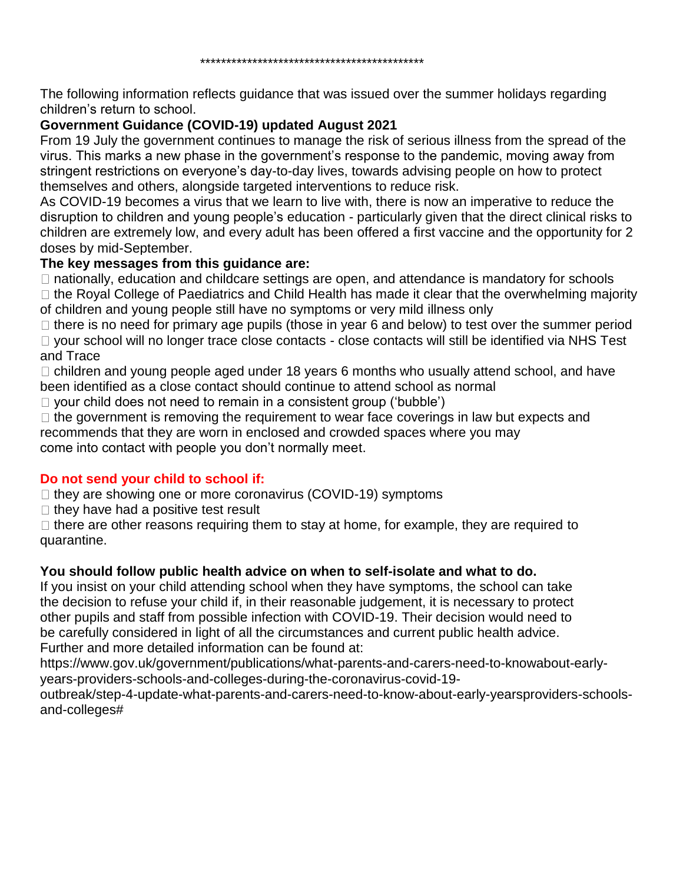*******************************************

The following information reflects guidance that was issued over the summer holidays regarding children's return to school.

**Government Guidance (COVID-19) updated August 2021**

From 19 July the government continues to manage the risk of serious illness from the spread of the virus. This marks a new phase in the government's response to the pandemic, moving away from stringent restrictions on everyone's day-to-day lives, towards advising people on how to protect themselves and others, alongside targeted interventions to reduce risk.

As COVID-19 becomes a virus that we learn to live with, there is now an imperative to reduce the disruption to children and young people's education - particularly given that the direct clinical risks to children are extremely low, and every adult has been offered a first vaccine and the opportunity for 2 doses by mid-September.

**The key messages from this guidance are:**

- nationally, education and childcare settings are open, and attendance is mandatory for schools
- the Royal College of Paediatrics and Child Health has made it clear that the overwhelming majority of children and young people still have no symptoms or very mild illness only
- there is no need for primary age pupils (those in year 6 and below) to test over the summer period
- your school will no longer trace close contacts - close contacts will still be identified via NHS Test and Trace
- children and young people aged under 18 years 6 months who usually attend school, and have been identified as a close contact should continue to attend school as normal
- your child does not need to remain in a consistent group ('bubble')
- the government is removing the requirement to wear face coverings in law but expects and recommends that they are worn in enclosed and crowded spaces where you may come into contact with people you don't normally meet.

**Do not send your child to school if:**

- they are showing one or more coronavirus (COVID-19) symptoms
- they have had a positive test result
- there are other reasons requiring them to stay at home, for example, they are required to quarantine.

**You should follow public health advice on when to self-isolate and what to do.**

If you insist on your child attending school when they have symptoms, the school can take the decision to refuse your child if, in their reasonable judgement, it is necessary to protect other pupils and staff from possible infection with COVID-19. Their decision would need to be carefully considered in light of all the circumstances and current public health advice.

Further and more detailed information can be found at:

https://www.gov.uk/government/publications/what-parents-and-carers-need-to-knowabout-early-years-providers-schools-and-colleges-during-the-coronavirus-covid-19-outbreak/step-4-update-what-parents-and-carers-need-to-know-about-early-yearsproviders-schools-and-colleges#